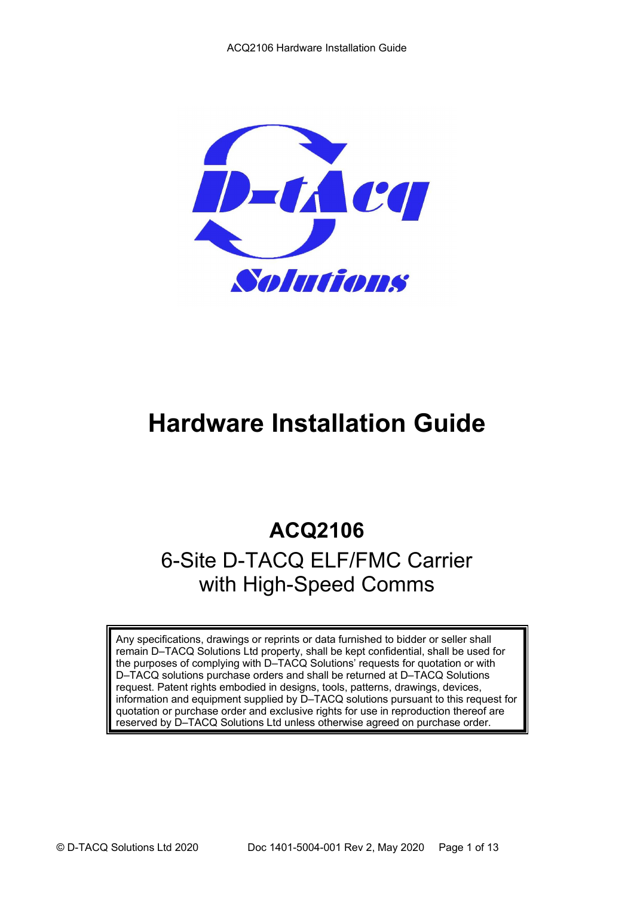# Hardware Installation Guide

## ACQ2106

6-Site D-TACQ ELF/FMC Carrier
with High-Speed Comms

Any specifications, drawings or reprints or data furnished to bidder or seller shall remain D–TACQ Solutions Ltd property, shall be kept confidential, shall be used for the purposes of complying with D–TACQ Solutions' requests for quotation or with D–TACQ solutions purchase orders and shall be returned at D–TACQ Solutions request. Patent rights embodied in designs, tools, patterns, drawings, devices, information and equipment supplied by D–TACQ solutions pursuant to this request for quotation or purchase order and exclusive rights for use in reproduction thereof are reserved by D–TACQ Solutions Ltd unless otherwise agreed on purchase order.

© D-TACQ Solutions Ltd 2020 Doc 1401-5004-001 Rev 2, May 2020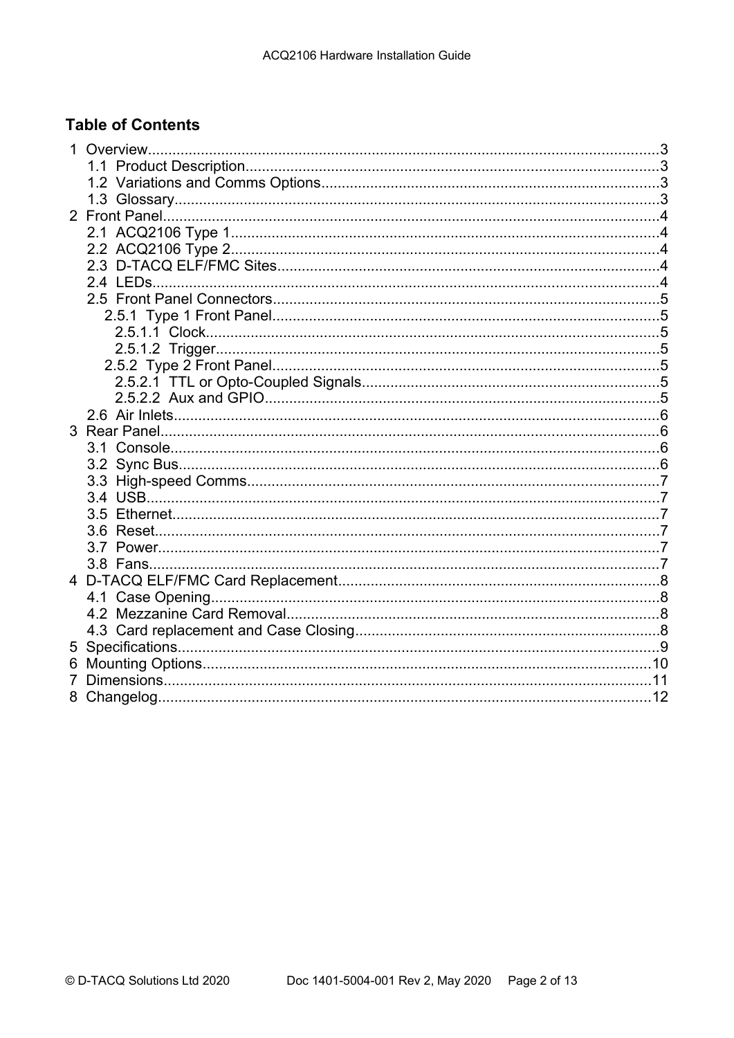## Table of Contents

- 1 Overview....3
  - 1.1 Product Description....3
  - 1.2 Variations and Comms Options....3
  - 1.3 Glossary....3
- 2 Front Panel....4
  - 2.1 ACQ2106 Type 1....4
  - 2.2 ACQ2106 Type 2....4
  - 2.3 D-TACQ ELF/FMC Sites....4
  - 2.4 LEDs....4
  - 2.5 Front Panel Connectors....5
    - 2.5.1 Type 1 Front Panel....5
      - 2.5.1.1 Clock....5
      - 2.5.1.2 Trigger....5
    - 2.5.2 Type 2 Front Panel....5
      - 2.5.2.1 TTL or Opto-Coupled Signals....5
      - 2.5.2.2 Aux and GPIO....5
  - 2.6 Air Inlets....6
- 3 Rear Panel....6
  - 3.1 Console....6
  - 3.2 Sync Bus....6
  - 3.3 High-speed Comms....7
  - 3.4 USB....7
  - 3.5 Ethernet....7
  - 3.6 Reset....7
  - 3.7 Power....7
  - 3.8 Fans....7
- 4 D-TACQ ELF/FMC Card Replacement....8
  - 4.1 Case Opening....8
  - 4.2 Mezzanine Card Removal....8
  - 4.3 Card replacement and Case Closing....8
- 5 Specifications....9
- 6 Mounting Options....10
- 7 Dimensions....11
- 8 Changelog....12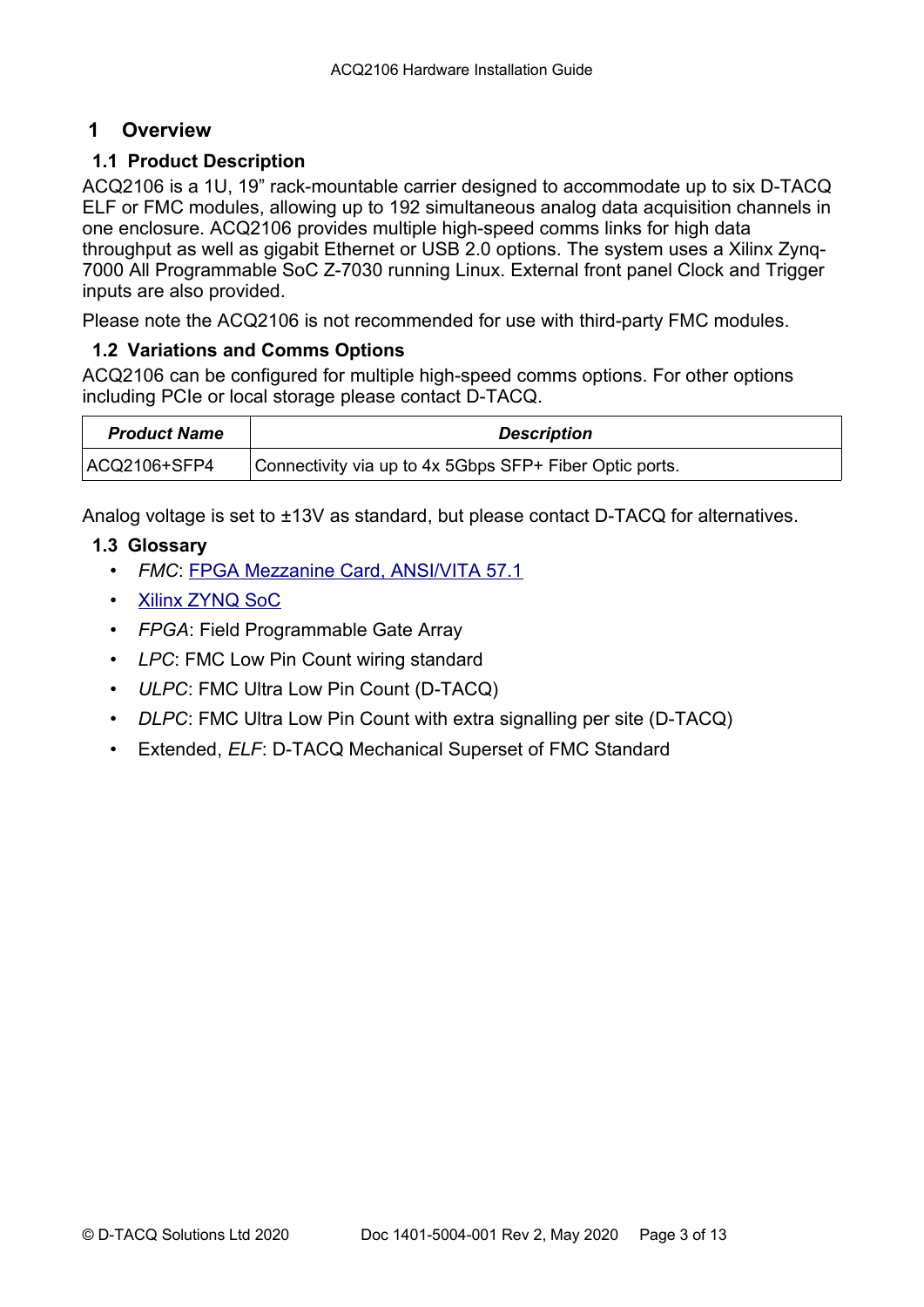# 1 Overview

## 1.1 Product Description

ACQ2106 is a 1U, 19" rack-mountable carrier designed to accommodate up to six D-TACQ ELF or FMC modules, allowing up to 192 simultaneous analog data acquisition channels in one enclosure. ACQ2106 provides multiple high-speed comms links for high data throughput as well as gigabit Ethernet or USB 2.0 options. The system uses a Xilinx Zynq-7000 All Programmable SoC Z-7030 running Linux. External front panel Clock and Trigger inputs are also provided.

Please note the ACQ2106 is not recommended for use with third-party FMC modules.

## 1.2 Variations and Comms Options

ACQ2106 can be configured for multiple high-speed comms options. For other options including PCIe or local storage please contact D-TACQ.

| ***Product Name*** | ***Description*** |
|---|---|
| ACQ2106+SFP4 | Connectivity via up to 4x 5Gbps SFP+ Fiber Optic ports. |

Analog voltage is set to ±13V as standard, but please contact D-TACQ for alternatives.

## 1.3 Glossary

- *FMC*: FPGA Mezzanine Card, ANSI/VITA 57.1
- Xilinx ZYNQ SoC
- *FPGA*: Field Programmable Gate Array
- *LPC*: FMC Low Pin Count wiring standard
- *ULPC*: FMC Ultra Low Pin Count (D-TACQ)
- *DLPC*: FMC Ultra Low Pin Count with extra signalling per site (D-TACQ)
- Extended, *ELF*: D-TACQ Mechanical Superset of FMC Standard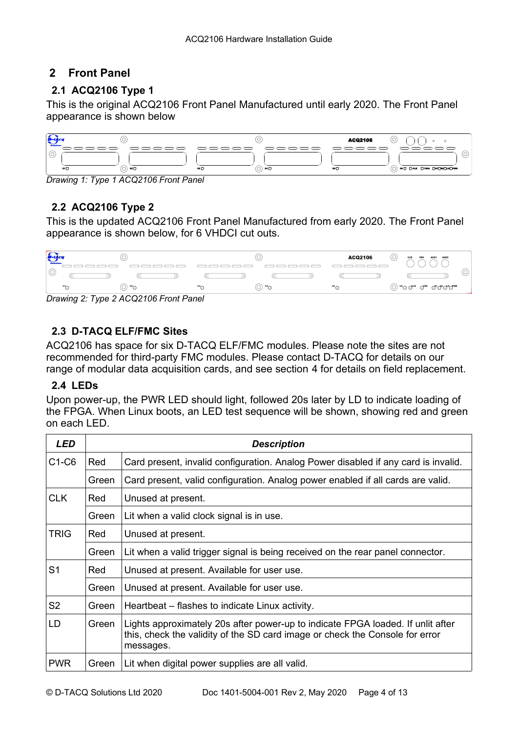# 2 Front Panel

## 2.1 ACQ2106 Type 1

This is the original ACQ2106 Front Panel Manufactured until early 2020. The Front Panel appearance is shown below

*Drawing 1: Type 1 ACQ2106 Front Panel*

## 2.2 ACQ2106 Type 2

This is the updated ACQ2106 Front Panel Manufactured from early 2020. The Front Panel appearance is shown below, for 6 VHDCI cut outs.

*Drawing 2: Type 2 ACQ2106 Front Panel*

## 2.3 D-TACQ ELF/FMC Sites

ACQ2106 has space for six D-TACQ ELF/FMC modules. Please note the sites are not recommended for third-party FMC modules. Please contact D-TACQ for details on our range of modular data acquisition cards, and see section 4 for details on field replacement.

## 2.4 LEDs

Upon power-up, the PWR LED should light, followed 20s later by LD to indicate loading of the FPGA. When Linux boots, an LED test sequence will be shown, showing red and green on each LED.

| ***LED*** | ***Description*** | |
|---|---|---|
| C1-C6 | Red | Card present, invalid configuration. Analog Power disabled if any card is invalid. |
| | Green | Card present, valid configuration. Analog power enabled if all cards are valid. |
| CLK | Red | Unused at present. |
| | Green | Lit when a valid clock signal is in use. |
| TRIG | Red | Unused at present. |
| | Green | Lit when a valid trigger signal is being received on the rear panel connector. |
| S1 | Red | Unused at present. Available for user use. |
| | Green | Unused at present. Available for user use. |
| S2 | Green | Heartbeat – flashes to indicate Linux activity. |
| LD | Green | Lights approximately 20s after power-up to indicate FPGA loaded. If unlit after this, check the validity of the SD card image or check the Console for error messages. |
| PWR | Green | Lit when digital power supplies are all valid. |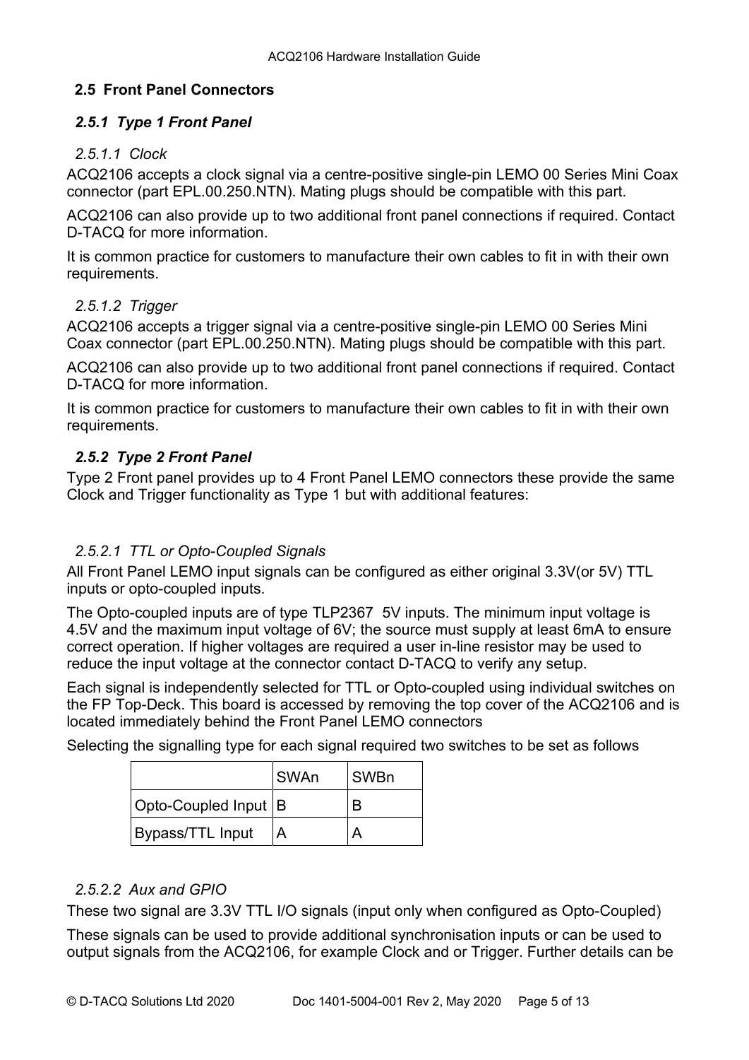## 2.5 Front Panel Connectors

### *2.5.1 Type 1 Front Panel*

#### *2.5.1.1 Clock*

ACQ2106 accepts a clock signal via a centre-positive single-pin LEMO 00 Series Mini Coax connector (part EPL.00.250.NTN). Mating plugs should be compatible with this part.

ACQ2106 can also provide up to two additional front panel connections if required. Contact D-TACQ for more information.

It is common practice for customers to manufacture their own cables to fit in with their own requirements.

#### *2.5.1.2 Trigger*

ACQ2106 accepts a trigger signal via a centre-positive single-pin LEMO 00 Series Mini Coax connector (part EPL.00.250.NTN). Mating plugs should be compatible with this part.

ACQ2106 can also provide up to two additional front panel connections if required. Contact D-TACQ for more information.

It is common practice for customers to manufacture their own cables to fit in with their own requirements.

### *2.5.2 Type 2 Front Panel*

Type 2 Front panel provides up to 4 Front Panel LEMO connectors these provide the same Clock and Trigger functionality as Type 1 but with additional features:

#### *2.5.2.1 TTL or Opto-Coupled Signals*

All Front Panel LEMO input signals can be configured as either original 3.3V(or 5V) TTL inputs or opto-coupled inputs.

The Opto-coupled inputs are of type TLP2367 5V inputs. The minimum input voltage is 4.5V and the maximum input voltage of 6V; the source must supply at least 6mA to ensure correct operation. If higher voltages are required a user in-line resistor may be used to reduce the input voltage at the connector contact D-TACQ to verify any setup.

Each signal is independently selected for TTL or Opto-coupled using individual switches on the FP Top-Deck. This board is accessed by removing the top cover of the ACQ2106 and is located immediately behind the Front Panel LEMO connectors

Selecting the signalling type for each signal required two switches to be set as follows

| | SWAn | SWBn |
|---|---|---|
| Opto-Coupled Input | B | B |
| Bypass/TTL Input | A | A |

#### *2.5.2.2 Aux and GPIO*

These two signal are 3.3V TTL I/O signals (input only when configured as Opto-Coupled)

These signals can be used to provide additional synchronisation inputs or can be used to output signals from the ACQ2106, for example Clock and or Trigger. Further details can be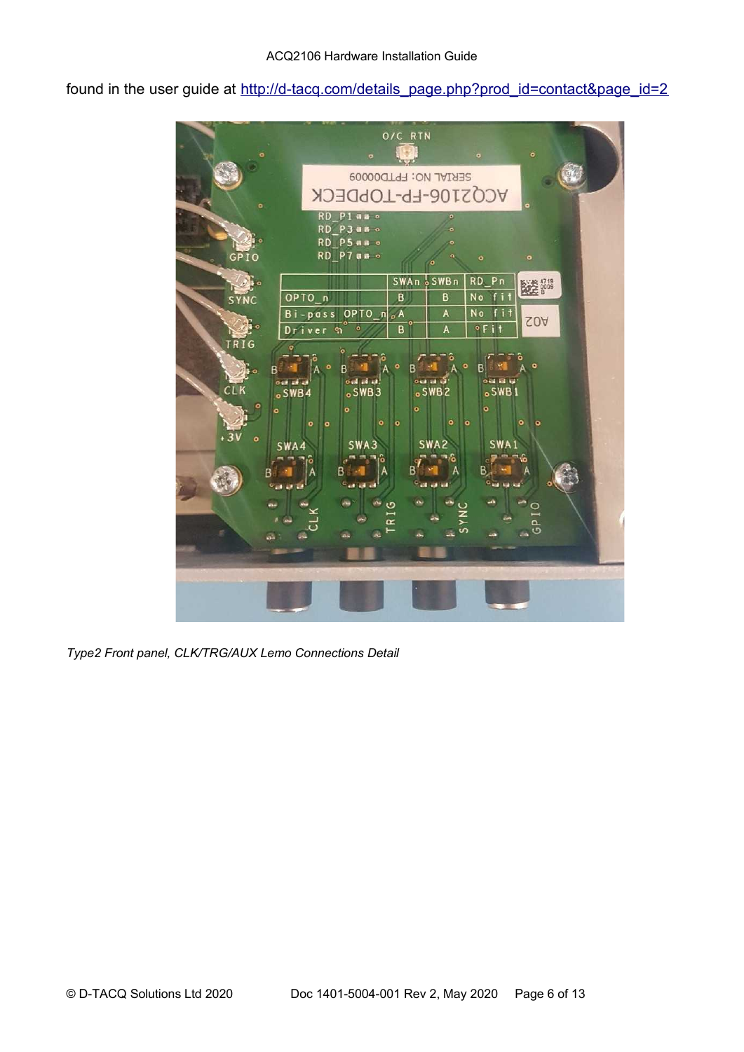found in the user guide at [http://d-tacq.com/details_page.php?prod_id=contact&page_id=2](http://d-tacq.com/details_page.php?prod_id=contact&page_id=2)

*Type2 Front panel, CLK/TRG/AUX Lemo Connections Detail*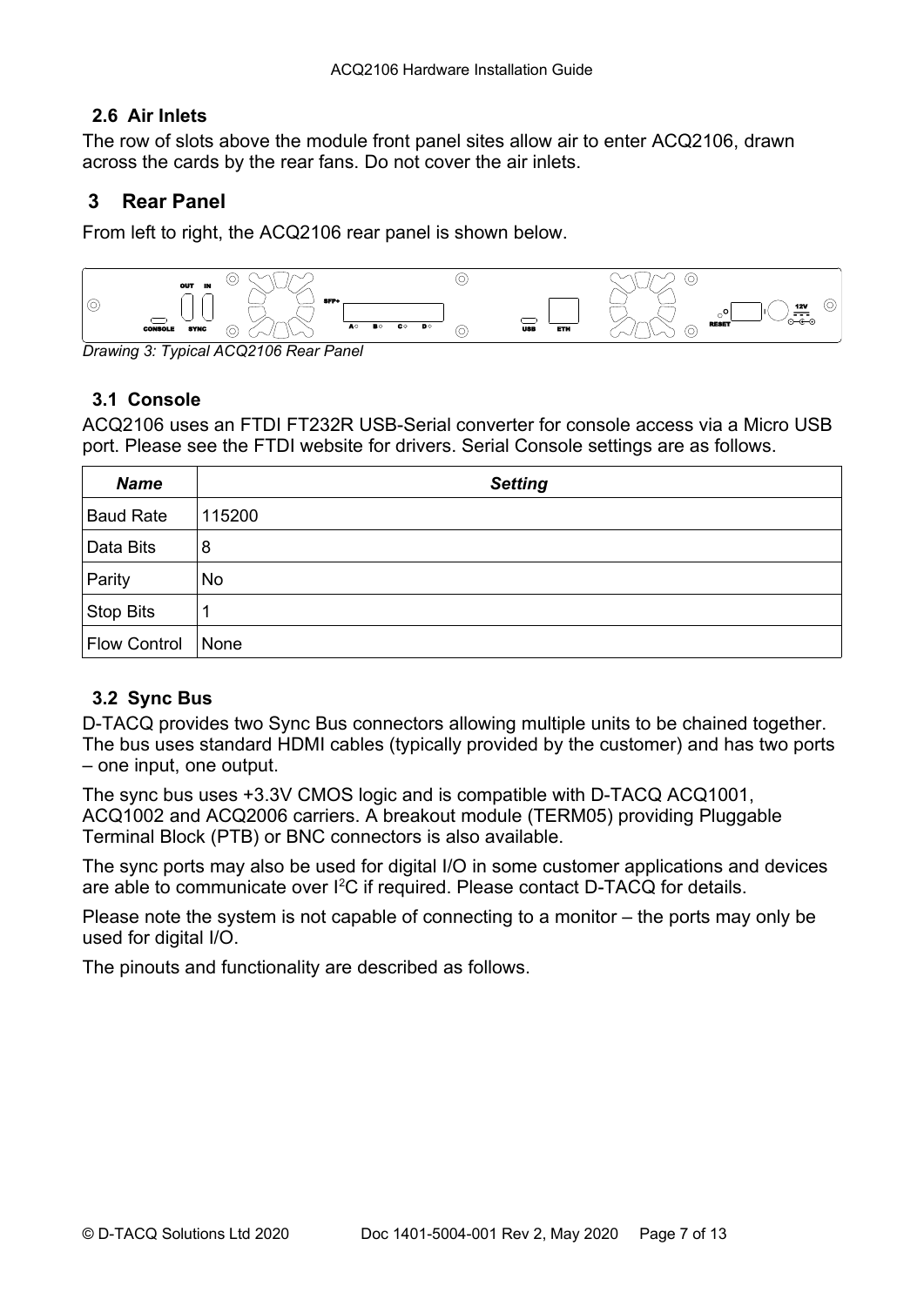## 2.6 Air Inlets

The row of slots above the module front panel sites allow air to enter ACQ2106, drawn across the cards by the rear fans. Do not cover the air inlets.

# 3 Rear Panel

From left to right, the ACQ2106 rear panel is shown below.

*Drawing 3: Typical ACQ2106 Rear Panel*

## 3.1 Console

ACQ2106 uses an FTDI FT232R USB-Serial converter for console access via a Micro USB port. Please see the FTDI website for drivers. Serial Console settings are as follows.

| *Name* | *Setting* |
|---|---|
| Baud Rate | 115200 |
| Data Bits | 8 |
| Parity | No |
| Stop Bits | 1 |
| Flow Control | None |

## 3.2 Sync Bus

D-TACQ provides two Sync Bus connectors allowing multiple units to be chained together. The bus uses standard HDMI cables (typically provided by the customer) and has two ports – one input, one output.

The sync bus uses +3.3V CMOS logic and is compatible with D-TACQ ACQ1001, ACQ1002 and ACQ2006 carriers. A breakout module (TERM05) providing Pluggable Terminal Block (PTB) or BNC connectors is also available.

The sync ports may also be used for digital I/O in some customer applications and devices are able to communicate over I$^2$C if required. Please contact D-TACQ for details.

Please note the system is not capable of connecting to a monitor – the ports may only be used for digital I/O.

The pinouts and functionality are described as follows.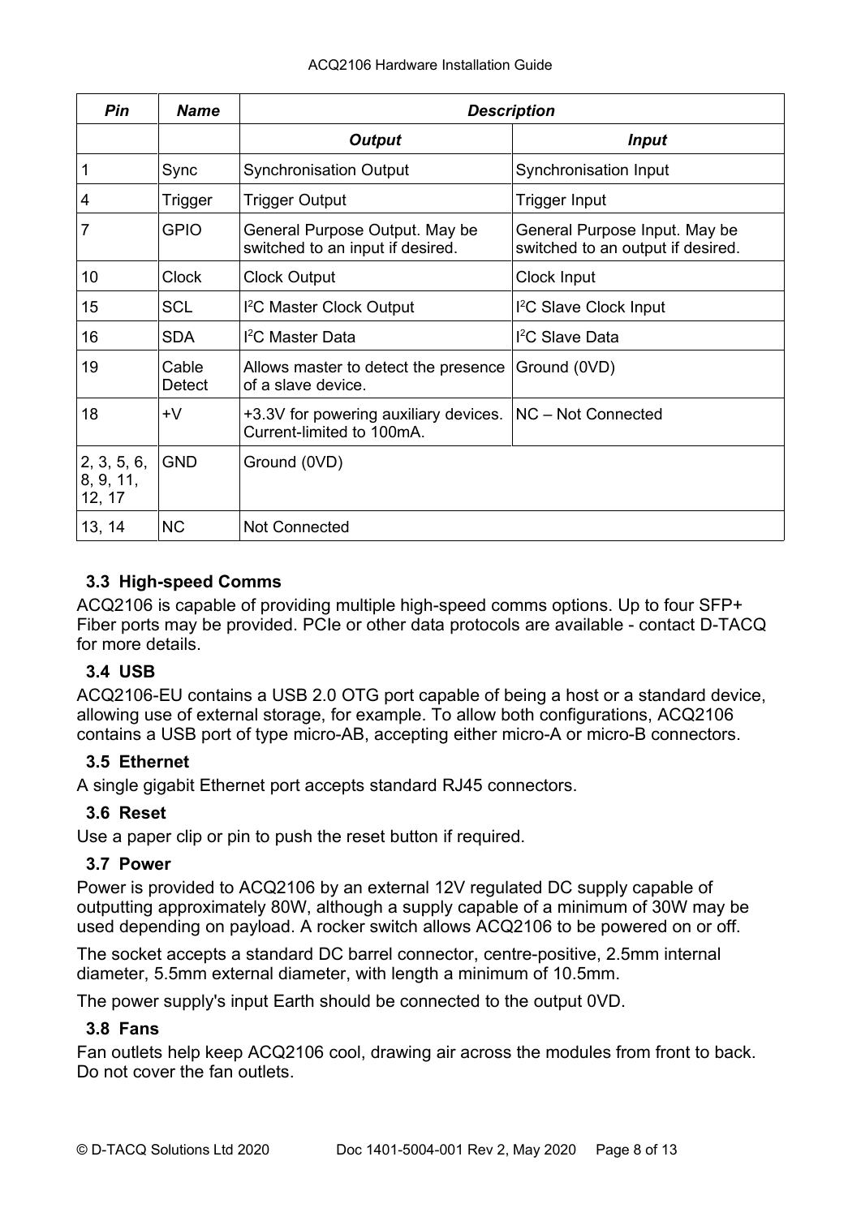| Pin | Name | Description | |
|---|---|---|---|
| | | **Output** | **Input** |
| 1 | Sync | Synchronisation Output | Synchronisation Input |
| 4 | Trigger | Trigger Output | Trigger Input |
| 7 | GPIO | General Purpose Output. May be switched to an input if desired. | General Purpose Input. May be switched to an output if desired. |
| 10 | Clock | Clock Output | Clock Input |
| 15 | SCL | I²C Master Clock Output | I²C Slave Clock Input |
| 16 | SDA | I²C Master Data | I²C Slave Data |
| 19 | Cable Detect | Allows master to detect the presence of a slave device. | Ground (0VD) |
| 18 | +V | +3.3V for powering auxiliary devices. Current-limited to 100mA. | NC – Not Connected |
| 2, 3, 5, 6, 8, 9, 11, 12, 17 | GND | Ground (0VD) | |
| 13, 14 | NC | Not Connected | |

### 3.3 High-speed Comms

ACQ2106 is capable of providing multiple high-speed comms options. Up to four SFP+ Fiber ports may be provided. PCIe or other data protocols are available - contact D-TACQ for more details.

### 3.4 USB

ACQ2106-EU contains a USB 2.0 OTG port capable of being a host or a standard device, allowing use of external storage, for example. To allow both configurations, ACQ2106 contains a USB port of type micro-AB, accepting either micro-A or micro-B connectors.

### 3.5 Ethernet

A single gigabit Ethernet port accepts standard RJ45 connectors.

### 3.6 Reset

Use a paper clip or pin to push the reset button if required.

### 3.7 Power

Power is provided to ACQ2106 by an external 12V regulated DC supply capable of outputting approximately 80W, although a supply capable of a minimum of 30W may be used depending on payload. A rocker switch allows ACQ2106 to be powered on or off.

The socket accepts a standard DC barrel connector, centre-positive, 2.5mm internal diameter, 5.5mm external diameter, with length a minimum of 10.5mm.

The power supply's input Earth should be connected to the output 0VD.

### 3.8 Fans

Fan outlets help keep ACQ2106 cool, drawing air across the modules from front to back. Do not cover the fan outlets.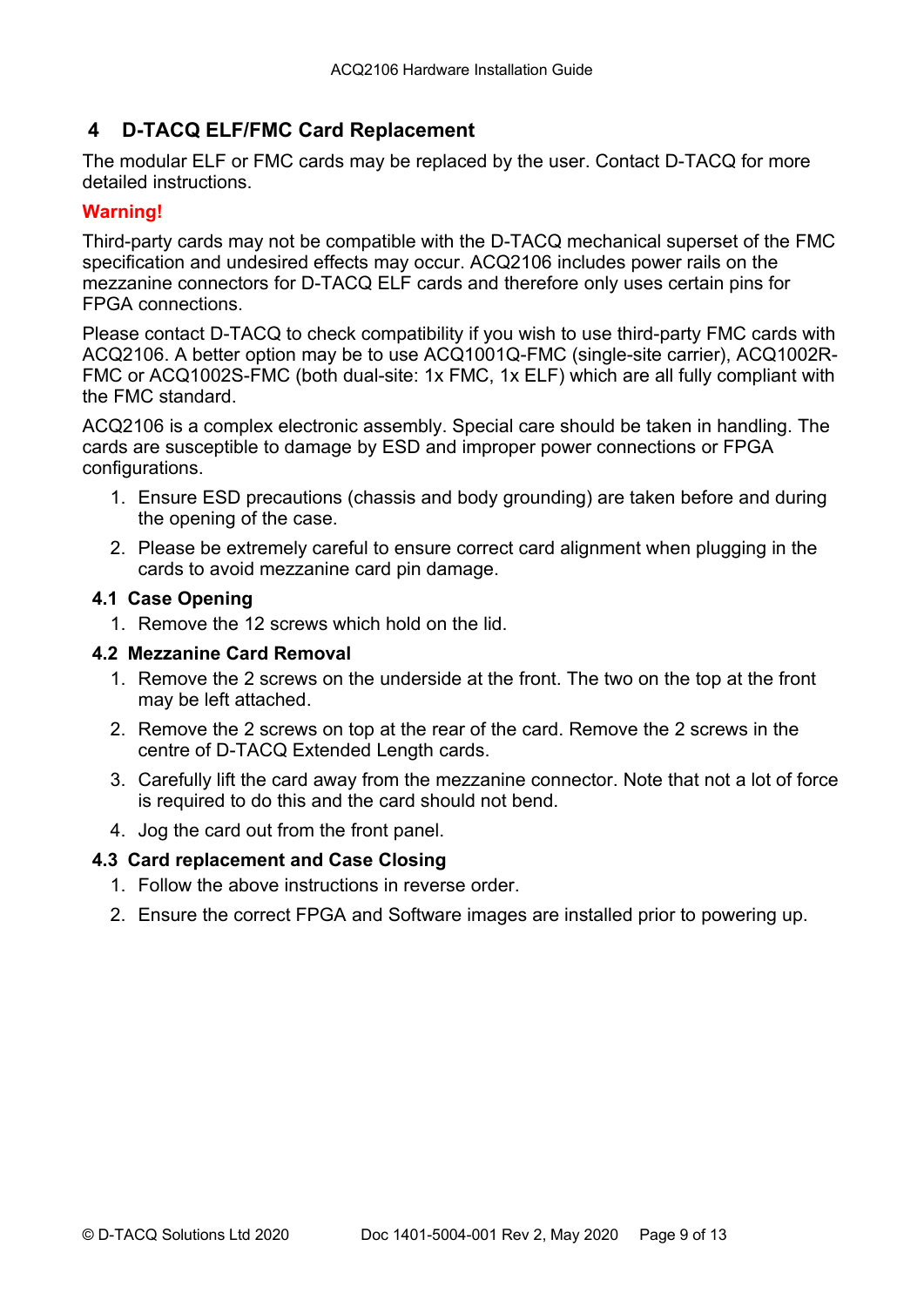# 4 D-TACQ ELF/FMC Card Replacement

The modular ELF or FMC cards may be replaced by the user. Contact D-TACQ for more detailed instructions.

**Warning!**

Third-party cards may not be compatible with the D-TACQ mechanical superset of the FMC specification and undesired effects may occur. ACQ2106 includes power rails on the mezzanine connectors for D-TACQ ELF cards and therefore only uses certain pins for FPGA connections.

Please contact D-TACQ to check compatibility if you wish to use third-party FMC cards with ACQ2106. A better option may be to use ACQ1001Q-FMC (single-site carrier), ACQ1002R-FMC or ACQ1002S-FMC (both dual-site: 1x FMC, 1x ELF) which are all fully compliant with the FMC standard.

ACQ2106 is a complex electronic assembly. Special care should be taken in handling. The cards are susceptible to damage by ESD and improper power connections or FPGA configurations.

1. Ensure ESD precautions (chassis and body grounding) are taken before and during the opening of the case.
2. Please be extremely careful to ensure correct card alignment when plugging in the cards to avoid mezzanine card pin damage.

## 4.1 Case Opening

1. Remove the 12 screws which hold on the lid.

## 4.2 Mezzanine Card Removal

1. Remove the 2 screws on the underside at the front. The two on the top at the front may be left attached.
2. Remove the 2 screws on top at the rear of the card. Remove the 2 screws in the centre of D-TACQ Extended Length cards.
3. Carefully lift the card away from the mezzanine connector. Note that not a lot of force is required to do this and the card should not bend.
4. Jog the card out from the front panel.

## 4.3 Card replacement and Case Closing

1. Follow the above instructions in reverse order.
2. Ensure the correct FPGA and Software images are installed prior to powering up.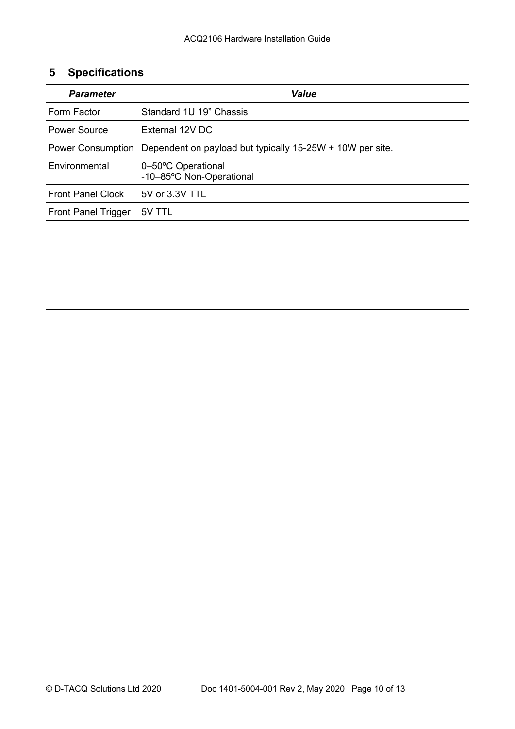# 5 Specifications

| ***Parameter*** | ***Value*** |
|---|---|
| Form Factor | Standard 1U 19” Chassis |
| Power Source | External 12V DC |
| Power Consumption | Dependent on payload but typically 15-25W + 10W per site. |
| Environmental | 0–50ºC Operational<br>-10–85ºC Non-Operational |
| Front Panel Clock | 5V or 3.3V TTL |
| Front Panel Trigger | 5V TTL |
| | |
| | |
| | |
| | |
| | |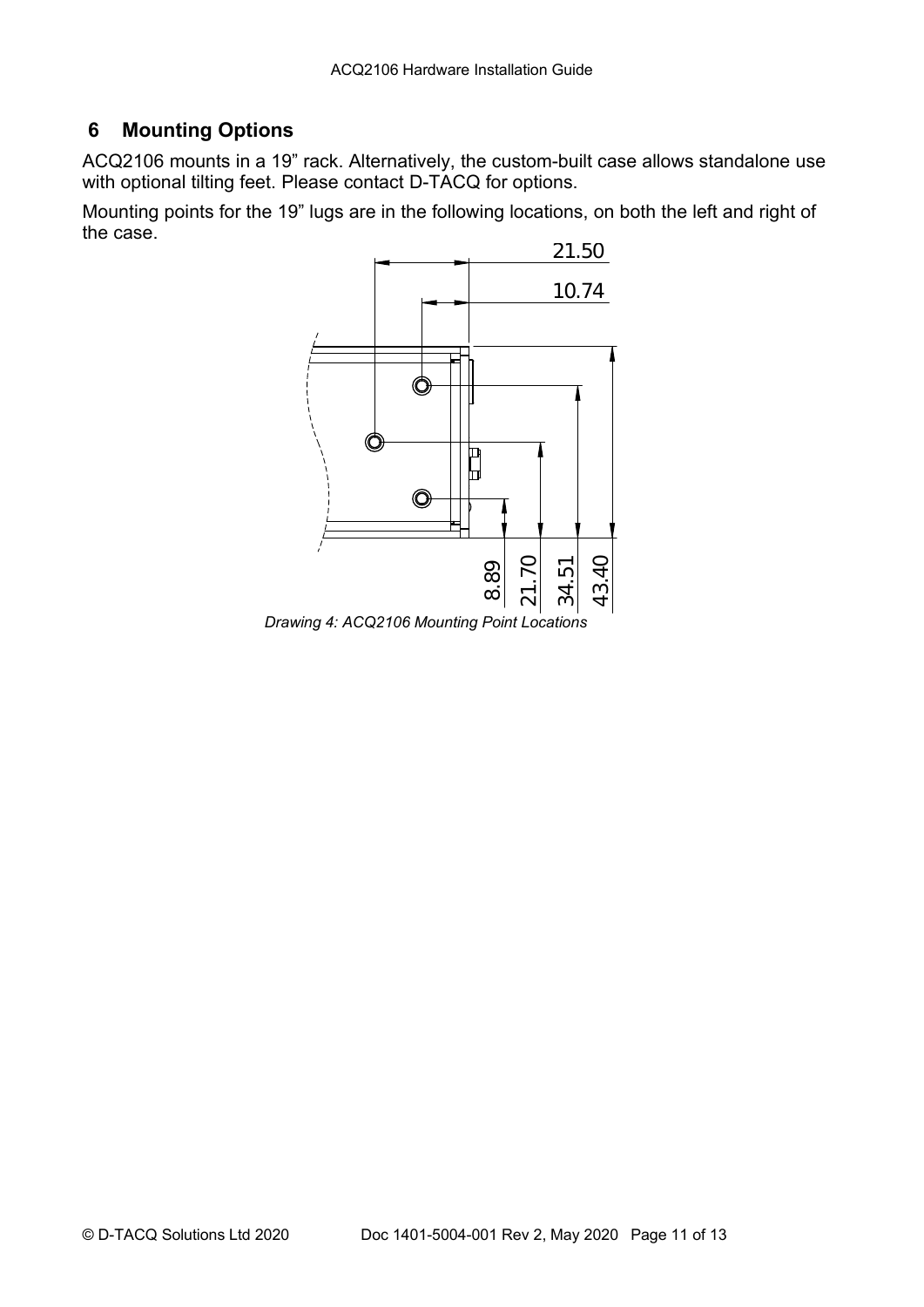## 6 Mounting Options

ACQ2106 mounts in a 19” rack. Alternatively, the custom-built case allows standalone use with optional tilting feet. Please contact D-TACQ for options.

Mounting points for the 19” lugs are in the following locations, on both the left and right of the case.

21.50

10.74

8.89 21.70 34.51 43.40

*Drawing 4: ACQ2106 Mounting Point Locations*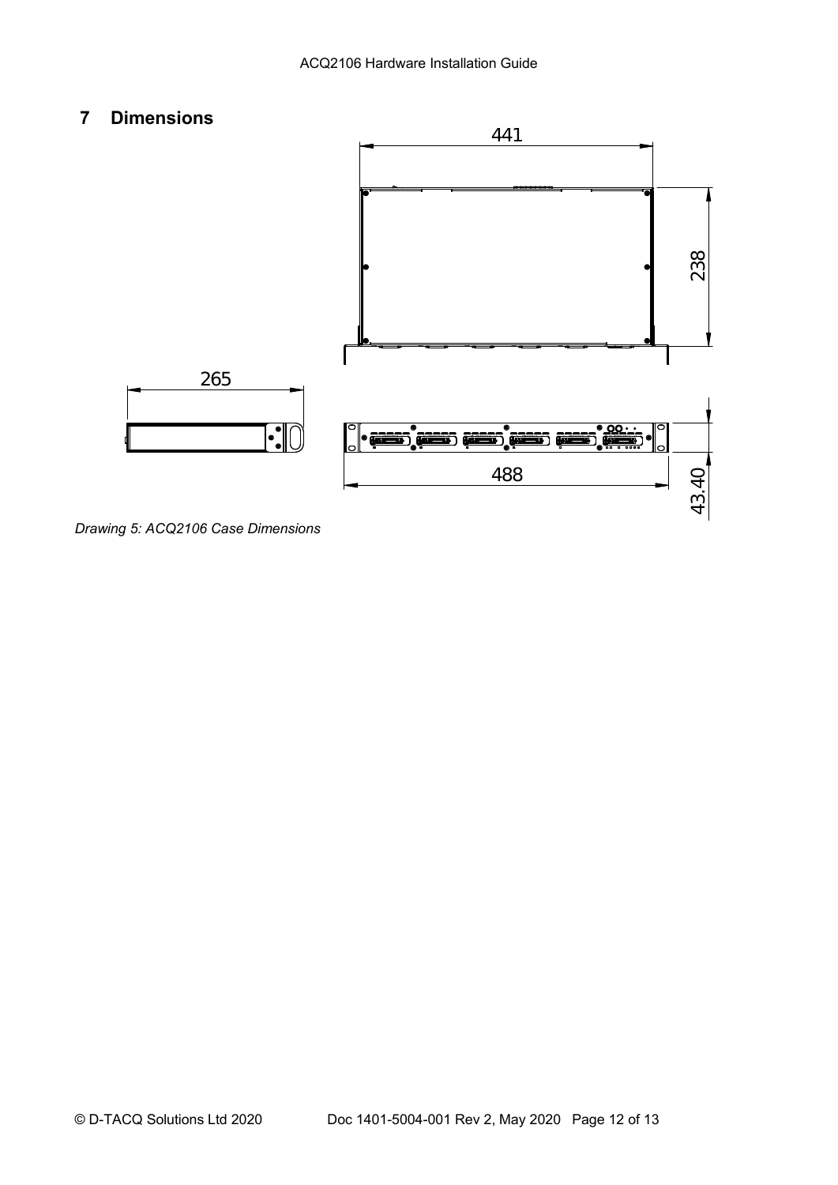# 7 Dimensions

441

238

265

488

43.40

*Drawing 5: ACQ2106 Case Dimensions*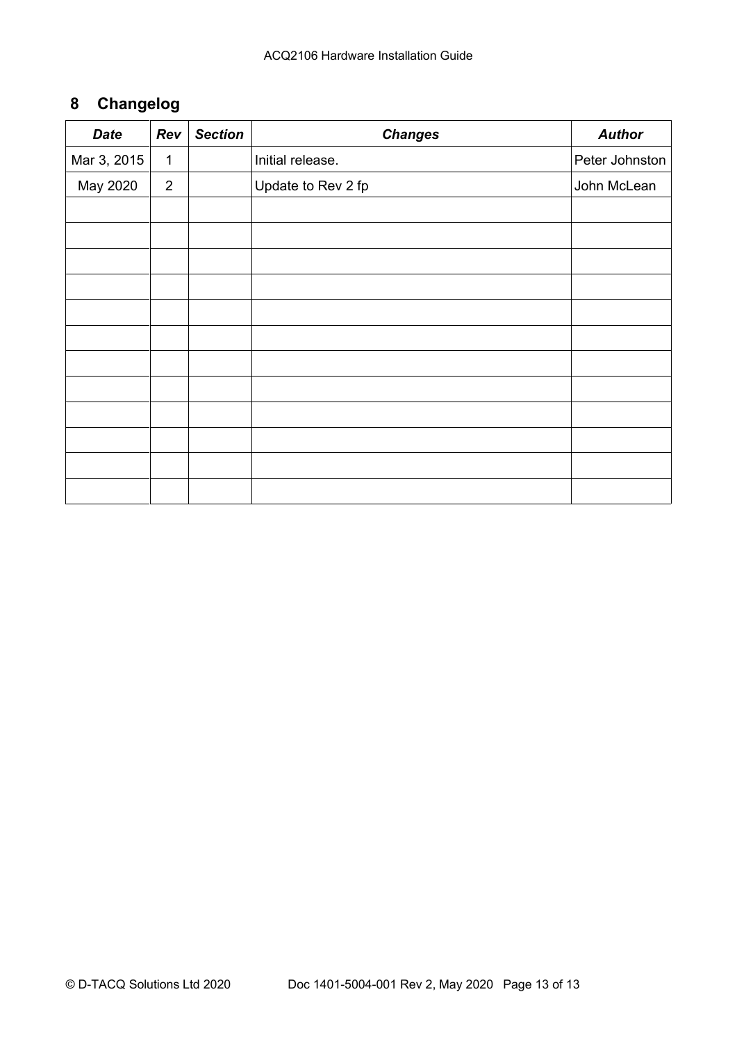## 8 Changelog

| *Date* | *Rev* | *Section* | *Changes* | *Author* |
|---|---|---|---|---|
| Mar 3, 2015 | 1 | | Initial release. | Peter Johnston |
| May 2020 | 2 | | Update to Rev 2 fp | John McLean |
| | | | | |
| | | | | |
| | | | | |
| | | | | |
| | | | | |
| | | | | |
| | | | | |
| | | | | |
| | | | | |
| | | | | |
| | | | | |
| | | | | |